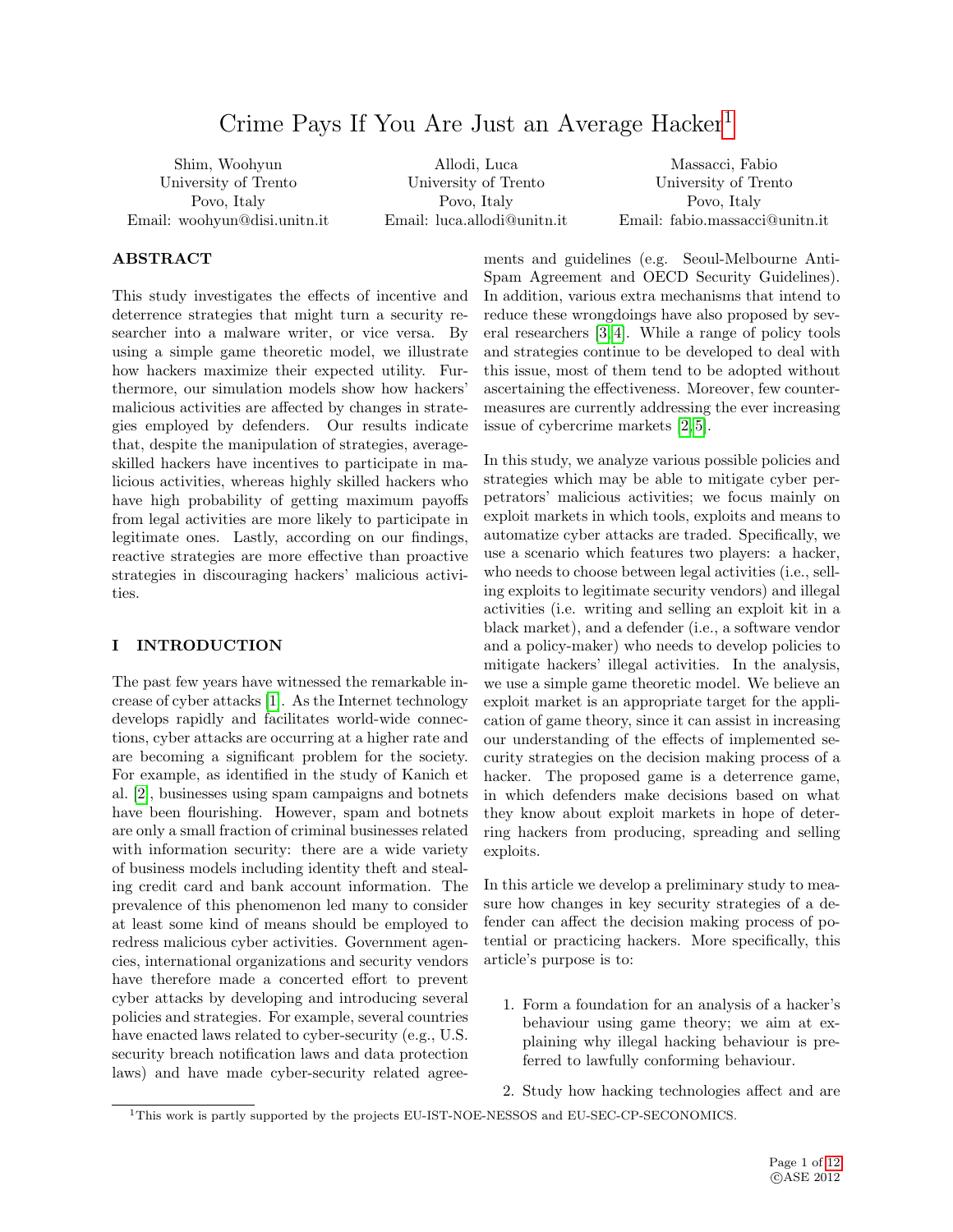# Crime Pays If You Are Just an Average Hacker[1]

Shim, Woohyun
University of Trento
Povo, Italy
Email: woohyun@disi.unitn.it

Allodi, Luca
University of Trento
Povo, Italy
Email: luca.allodi@unitn.it

Massacci, Fabio
University of Trento
Povo, Italy
Email: fabio.massacci@unitn.it

## ABSTRACT

This study investigates the effects of incentive and deterrence strategies that might turn a security researcher into a malware writer, or vice versa. By using a simple game theoretic model, we illustrate how hackers maximize their expected utility. Furthermore, our simulation models show how hackers' malicious activities are affected by changes in strategies employed by defenders. Our results indicate that, despite the manipulation of strategies, average-skilled hackers have incentives to participate in malicious activities, whereas highly skilled hackers who have high probability of getting maximum payoffs from legal activities are more likely to participate in legitimate ones. Lastly, according on our findings, reactive strategies are more effective than proactive strategies in discouraging hackers' malicious activities.

## I INTRODUCTION

The past few years have witnessed the remarkable increase of cyber attacks [1]. As the Internet technology develops rapidly and facilitates world-wide connections, cyber attacks are occurring at a higher rate and are becoming a significant problem for the society. For example, as identified in the study of Kanich et al. [2], businesses using spam campaigns and botnets have been flourishing. However, spam and botnets are only a small fraction of criminal businesses related with information security: there are a wide variety of business models including identity theft and stealing credit card and bank account information. The prevalence of this phenomenon led many to consider at least some kind of means should be employed to redress malicious cyber activities. Government agencies, international organizations and security vendors have therefore made a concerted effort to prevent cyber attacks by developing and introducing several policies and strategies. For example, several countries have enacted laws related to cyber-security (e.g., U.S. security breach notification laws and data protection laws) and have made cyber-security related agreements and guidelines (e.g. Seoul-Melbourne Anti-Spam Agreement and OECD Security Guidelines). In addition, various extra mechanisms that intend to reduce these wrongdoings have also proposed by several researchers [3, 4]. While a range of policy tools and strategies continue to be developed to deal with this issue, most of them tend to be adopted without ascertaining the effectiveness. Moreover, few countermeasures are currently addressing the ever increasing issue of cybercrime markets [2, 5].

In this study, we analyze various possible policies and strategies which may be able to mitigate cyber perpetrators' malicious activities; we focus mainly on exploit markets in which tools, exploits and means to automatize cyber attacks are traded. Specifically, we use a scenario which features two players: a hacker, who needs to choose between legal activities (i.e., selling exploits to legitimate security vendors) and illegal activities (i.e. writing and selling an exploit kit in a black market), and a defender (i.e., a software vendor and a policy-maker) who needs to develop policies to mitigate hackers' illegal activities. In the analysis, we use a simple game theoretic model. We believe an exploit market is an appropriate target for the application of game theory, since it can assist in increasing our understanding of the effects of implemented security strategies on the decision making process of a hacker. The proposed game is a deterrence game, in which defenders make decisions based on what they know about exploit markets in hope of deterring hackers from producing, spreading and selling exploits.

In this article we develop a preliminary study to measure how changes in key security strategies of a defender can affect the decision making process of potential or practicing hackers. More specifically, this article's purpose is to:

1. Form a foundation for an analysis of a hacker's behaviour using game theory; we aim at explaining why illegal hacking behaviour is preferred to lawfully conforming behaviour.
2. Study how hacking technologies affect and are

[1] This work is partly supported by the projects EU-IST-NOE-NESSOS and EU-SEC-CP-SECONOMICS.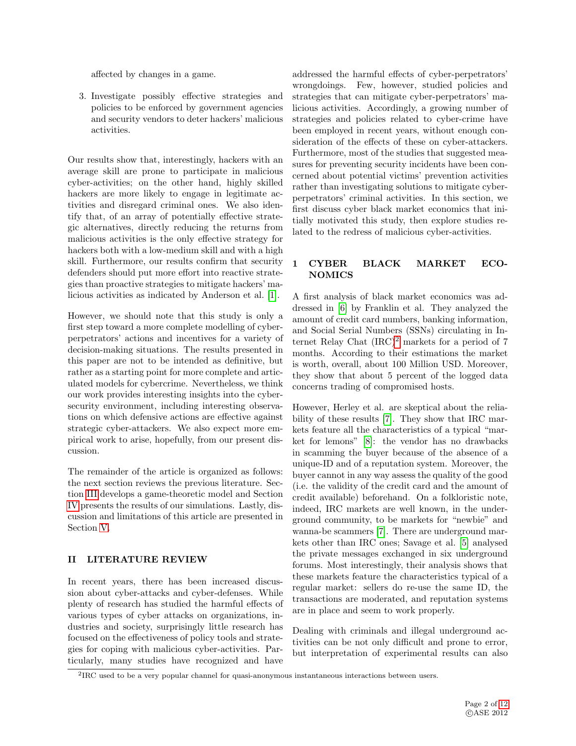affected by changes in a game.

3. Investigate possibly effective strategies and policies to be enforced by government agencies and security vendors to deter hackers' malicious activities.

Our results show that, interestingly, hackers with an average skill are prone to participate in malicious cyber-activities; on the other hand, highly skilled hackers are more likely to engage in legitimate activities and disregard criminal ones. We also identify that, of an array of potentially effective strategic alternatives, directly reducing the returns from malicious activities is the only effective strategy for hackers both with a low-medium skill and with a high skill. Furthermore, our results confirm that security defenders should put more effort into reactive strategies than proactive strategies to mitigate hackers' malicious activities as indicated by Anderson et al. [1].

However, we should note that this study is only a first step toward a more complete modelling of cyber-perpetrators' actions and incentives for a variety of decision-making situations. The results presented in this paper are not to be intended as definitive, but rather as a starting point for more complete and articulated models for cybercrime. Nevertheless, we think our work provides interesting insights into the cyber-security environment, including interesting observations on which defensive actions are effective against strategic cyber-attackers. We also expect more empirical work to arise, hopefully, from our present discussion.

The remainder of the article is organized as follows: the next section reviews the previous literature. Section III develops a game-theoretic model and Section IV presents the results of our simulations. Lastly, discussion and limitations of this article are presented in Section V.

## II LITERATURE REVIEW

In recent years, there has been increased discussion about cyber-attacks and cyber-defenses. While plenty of research has studied the harmful effects of various types of cyber attacks on organizations, industries and society, surprisingly little research has focused on the effectiveness of policy tools and strategies for coping with malicious cyber-activities. Particularly, many studies have recognized and have addressed the harmful effects of cyber-perpetrators' wrongdoings. Few, however, studied policies and strategies that can mitigate cyber-perpetrators' malicious activities. Accordingly, a growing number of strategies and policies related to cyber-crime have been employed in recent years, without enough consideration of the effects of these on cyber-attackers. Furthermore, most of the studies that suggested measures for preventing security incidents have been concerned about potential victims' prevention activities rather than investigating solutions to mitigate cyber-perpetrators' criminal activities. In this section, we first discuss cyber black market economics that initially motivated this study, then explore studies related to the redress of malicious cyber-activities.

### 1 CYBER BLACK MARKET ECONOMICS

A first analysis of black market economics was addressed in [6] by Franklin et al. They analyzed the amount of credit card numbers, banking information, and Social Serial Numbers (SSNs) circulating in Internet Relay Chat (IRC)[2] markets for a period of 7 months. According to their estimations the market is worth, overall, about 100 Million USD. Moreover, they show that about 5 percent of the logged data concerns trading of compromised hosts.

However, Herley et al. are skeptical about the reliability of these results [7]. They show that IRC markets feature all the characteristics of a typical "market for lemons" [8]: the vendor has no drawbacks in scamming the buyer because of the absence of a unique-ID and of a reputation system. Moreover, the buyer cannot in any way assess the quality of the good (i.e. the validity of the credit card and the amount of credit available) beforehand. On a folkloristic note, indeed, IRC markets are well known, in the underground community, to be markets for "newbie" and wanna-be scammers [7]. There are underground markets other than IRC ones; Savage et al. [5] analysed the private messages exchanged in six underground forums. Most interestingly, their analysis shows that these markets feature the characteristics typical of a regular market: sellers do re-use the same ID, the transactions are moderated, and reputation systems are in place and seem to work properly.

Dealing with criminals and illegal underground activities can be not only difficult and prone to error, but interpretation of experimental results can also

[2] IRC used to be a very popular channel for quasi-anonymous instantaneous interactions between users.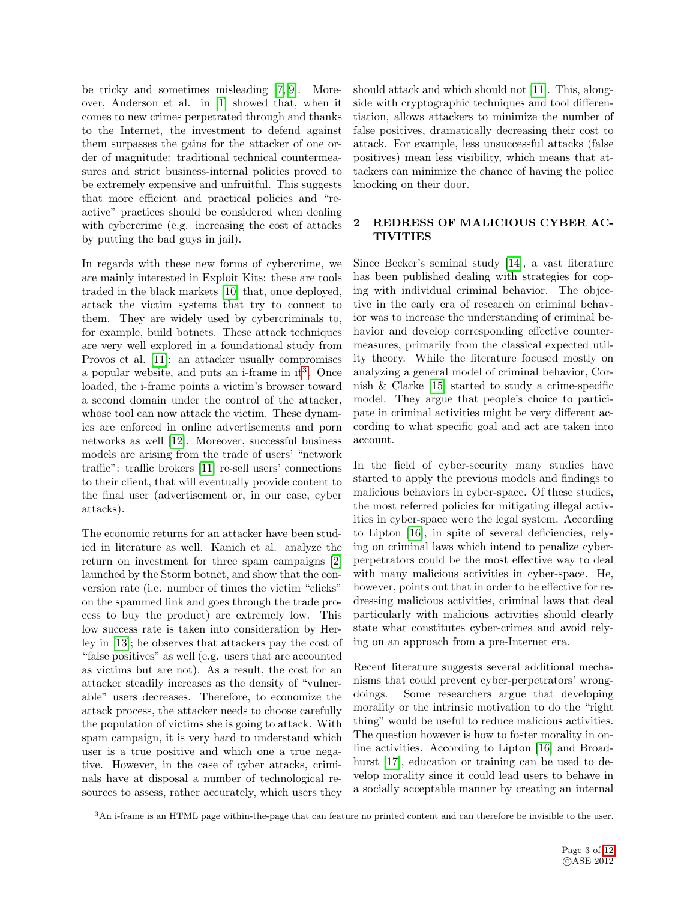be tricky and sometimes misleading [7, 9]. Moreover, Anderson et al. in [1] showed that, when it comes to new crimes perpetrated through and thanks to the Internet, the investment to defend against them surpasses the gains for the attacker of one order of magnitude: traditional technical countermeasures and strict business-internal policies proved to be extremely expensive and unfruitful. This suggests that more efficient and practical policies and "reactive" practices should be considered when dealing with cybercrime (e.g. increasing the cost of attacks by putting the bad guys in jail).

In regards with these new forms of cybercrime, we are mainly interested in Exploit Kits: these are tools traded in the black markets [10] that, once deployed, attack the victim systems that try to connect to them. They are widely used by cybercriminals to, for example, build botnets. These attack techniques are very well explored in a foundational study from Provos et al. [11]: an attacker usually compromises a popular website, and puts an i-frame in it[3]. Once loaded, the i-frame points a victim's browser toward a second domain under the control of the attacker, whose tool can now attack the victim. These dynamics are enforced in online advertisements and porn networks as well [12]. Moreover, successful business models are arising from the trade of users' "network traffic": traffic brokers [11] re-sell users' connections to their client, that will eventually provide content to the final user (advertisement or, in our case, cyber attacks).

The economic returns for an attacker have been studied in literature as well. Kanich et al. analyze the return on investment for three spam campaigns [2] launched by the Storm botnet, and show that the conversion rate (i.e. number of times the victim "clicks" on the spammed link and goes through the trade process to buy the product) are extremely low. This low success rate is taken into consideration by Herley in [13]; he observes that attackers pay the cost of "false positives" as well (e.g. users that are accounted as victims but are not). As a result, the cost for an attacker steadily increases as the density of "vulnerable" users decreases. Therefore, to economize the attack process, the attacker needs to choose carefully the population of victims she is going to attack. With spam campaign, it is very hard to understand which user is a true positive and which one a true negative. However, in the case of cyber attacks, criminals have at disposal a number of technological resources to assess, rather accurately, which users they should attack and which should not [11]. This, alongside with cryptographic techniques and tool differentiation, allows attackers to minimize the number of false positives, dramatically decreasing their cost to attack. For example, less unsuccessful attacks (false positives) mean less visibility, which means that attackers can minimize the chance of having the police knocking on their door.

## 2 REDRESS OF MALICIOUS CYBER ACTIVITIES

Since Becker's seminal study [14], a vast literature has been published dealing with strategies for coping with individual criminal behavior. The objective in the early era of research on criminal behavior was to increase the understanding of criminal behavior and develop corresponding effective countermeasures, primarily from the classical expected utility theory. While the literature focused mostly on analyzing a general model of criminal behavior, Cornish & Clarke [15] started to study a crime-specific model. They argue that people's choice to participate in criminal activities might be very different according to what specific goal and act are taken into account.

In the field of cyber-security many studies have started to apply the previous models and findings to malicious behaviors in cyber-space. Of these studies, the most referred policies for mitigating illegal activities in cyber-space were the legal system. According to Lipton [16], in spite of several deficiencies, relying on criminal laws which intend to penalize cyber-perpetrators could be the most effective way to deal with many malicious activities in cyber-space. He, however, points out that in order to be effective for redressing malicious activities, criminal laws that deal particularly with malicious activities should clearly state what constitutes cyber-crimes and avoid relying on an approach from a pre-Internet era.

Recent literature suggests several additional mechanisms that could prevent cyber-perpetrators' wrongdoings. Some researchers argue that developing morality or the intrinsic motivation to do the "right thing" would be useful to reduce malicious activities. The question however is how to foster morality in online activities. According to Lipton [16] and Broadhurst [17], education or training can be used to develop morality since it could lead users to behave in a socially acceptable manner by creating an internal

[3] An i-frame is an HTML page within-the-page that can feature no printed content and can therefore be invisible to the user.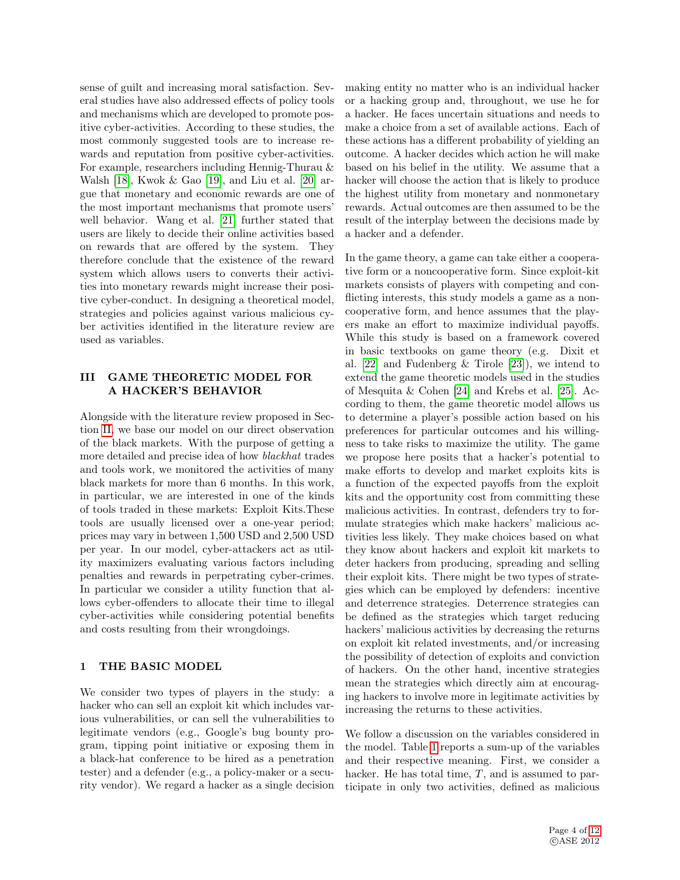sense of guilt and increasing moral satisfaction. Several studies have also addressed effects of policy tools and mechanisms which are developed to promote positive cyber-activities. According to these studies, the most commonly suggested tools are to increase rewards and reputation from positive cyber-activities. For example, researchers including Hennig-Thurau & Walsh [18], Kwok & Gao [19], and Liu et al. [20] argue that monetary and economic rewards are one of the most important mechanisms that promote users' well behavior. Wang et al. [21] further stated that users are likely to decide their online activities based on rewards that are offered by the system. They therefore conclude that the existence of the reward system which allows users to converts their activities into monetary rewards might increase their positive cyber-conduct. In designing a theoretical model, strategies and policies against various malicious cyber activities identified in the literature review are used as variables.

## III GAME THEORETIC MODEL FOR A HACKER'S BEHAVIOR

Alongside with the literature review proposed in Section II, we base our model on our direct observation of the black markets. With the purpose of getting a more detailed and precise idea of how *blackhat* trades and tools work, we monitored the activities of many black markets for more than 6 months. In this work, in particular, we are interested in one of the kinds of tools traded in these markets: Exploit Kits.These tools are usually licensed over a one-year period; prices may vary in between 1,500 USD and 2,500 USD per year. In our model, cyber-attackers act as utility maximizers evaluating various factors including penalties and rewards in perpetrating cyber-crimes. In particular we consider a utility function that allows cyber-offenders to allocate their time to illegal cyber-activities while considering potential benefits and costs resulting from their wrongdoings.

### 1 THE BASIC MODEL

We consider two types of players in the study: a hacker who can sell an exploit kit which includes various vulnerabilities, or can sell the vulnerabilities to legitimate vendors (e.g., Google's bug bounty program, tipping point initiative or exposing them in a black-hat conference to be hired as a penetration tester) and a defender (e.g., a policy-maker or a security vendor). We regard a hacker as a single decision making entity no matter who is an individual hacker or a hacking group and, throughout, we use he for a hacker. He faces uncertain situations and needs to make a choice from a set of available actions. Each of these actions has a different probability of yielding an outcome. A hacker decides which action he will make based on his belief in the utility. We assume that a hacker will choose the action that is likely to produce the highest utility from monetary and nonmonetary rewards. Actual outcomes are then assumed to be the result of the interplay between the decisions made by a hacker and a defender.

In the game theory, a game can take either a cooperative form or a noncooperative form. Since exploit-kit markets consists of players with competing and conflicting interests, this study models a game as a noncooperative form, and hence assumes that the players make an effort to maximize individual payoffs. While this study is based on a framework covered in basic textbooks on game theory (e.g. Dixit et al. [22] and Fudenberg & Tirole [23]), we intend to extend the game theoretic models used in the studies of Mesquita & Cohen [24] and Krebs et al. [25]. According to them, the game theoretic model allows us to determine a player's possible action based on his preferences for particular outcomes and his willingness to take risks to maximize the utility. The game we propose here posits that a hacker's potential to make efforts to develop and market exploits kits is a function of the expected payoffs from the exploit kits and the opportunity cost from committing these malicious activities. In contrast, defenders try to formulate strategies which make hackers' malicious activities less likely. They make choices based on what they know about hackers and exploit kit markets to deter hackers from producing, spreading and selling their exploit kits. There might be two types of strategies which can be employed by defenders: incentive and deterrence strategies. Deterrence strategies can be defined as the strategies which target reducing hackers' malicious activities by decreasing the returns on exploit kit related investments, and/or increasing the possibility of detection of exploits and conviction of hackers. On the other hand, incentive strategies mean the strategies which directly aim at encouraging hackers to involve more in legitimate activities by increasing the returns to these activities.

We follow a discussion on the variables considered in the model. Table 1 reports a sum-up of the variables and their respective meaning. First, we consider a hacker. He has total time, $T$, and is assumed to participate in only two activities, defined as malicious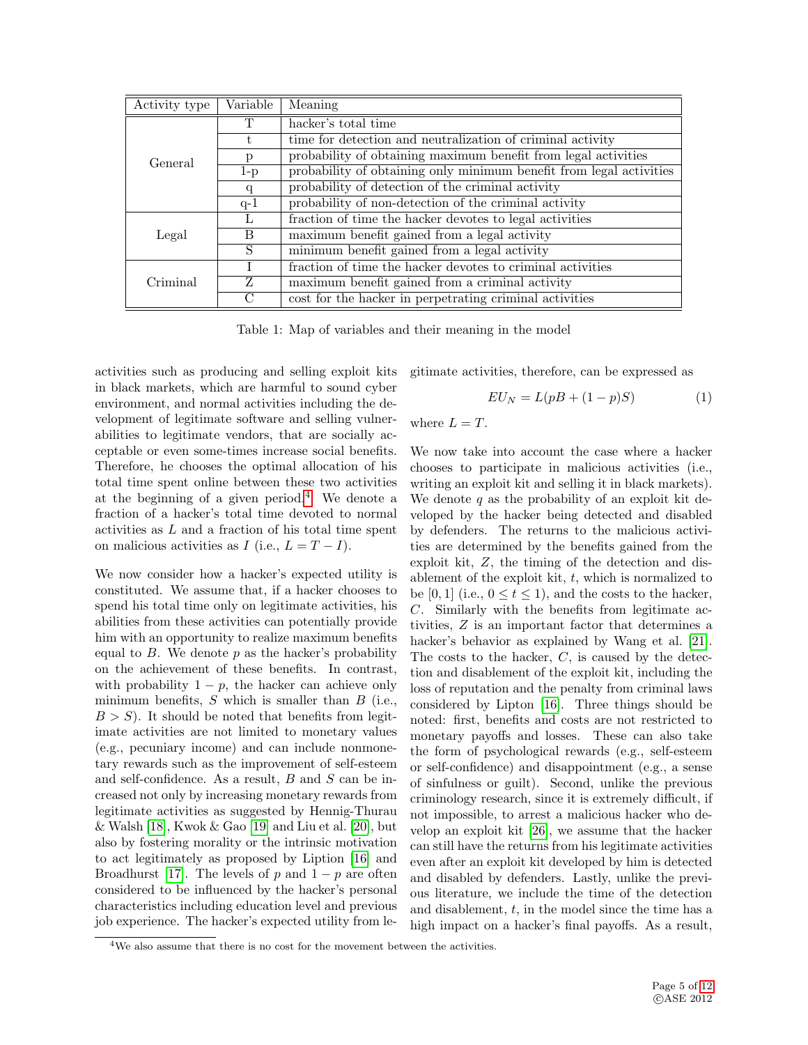| Activity type | Variable | Meaning |
|---|---|---|
| General | T | hacker's total time |
| | t | time for detection and neutralization of criminal activity |
| | p | probability of obtaining maximum benefit from legal activities |
| | 1-p | probability of obtaining only minimum benefit from legal activities |
| | q | probability of detection of the criminal activity |
| | q-1 | probability of non-detection of the criminal activity |
| Legal | L | fraction of time the hacker devotes to legal activities |
| | B | maximum benefit gained from a legal activity |
| | S | minimum benefit gained from a legal activity |
| Criminal | I | fraction of time the hacker devotes to criminal activities |
| | Z | maximum benefit gained from a criminal activity |
| | C | cost for the hacker in perpetrating criminal activities |

Table 1: Map of variables and their meaning in the model

activities such as producing and selling exploit kits in black markets, which are harmful to sound cyber environment, and normal activities including the development of legitimate software and selling vulnerabilities to legitimate vendors, that are socially acceptable or even some-times increase social benefits. Therefore, he chooses the optimal allocation of his total time spent online between these two activities at the beginning of a given period.[4] We denote a fraction of a hacker's total time devoted to normal activities as $L$ and a fraction of his total time spent on malicious activities as $I$ (i.e., $L = T - I$).

We now consider how a hacker's expected utility is constituted. We assume that, if a hacker chooses to spend his total time only on legitimate activities, his abilities from these activities can potentially provide him with an opportunity to realize maximum benefits equal to $B$. We denote $p$ as the hacker's probability on the achievement of these benefits. In contrast, with probability $1 - p$, the hacker can achieve only minimum benefits, $S$ which is smaller than $B$ (i.e., $B > S$). It should be noted that benefits from legitimate activities are not limited to monetary values (e.g., pecuniary income) and can include nonmonetary rewards such as the improvement of self-esteem and self-confidence. As a result, $B$ and $S$ can be increased not only by increasing monetary rewards from legitimate activities as suggested by Hennig-Thurau & Walsh [18], Kwok & Gao [19] and Liu et al. [20], but also by fostering morality or the intrinsic motivation to act legitimately as proposed by Liption [16] and Broadhurst [17]. The levels of $p$ and $1 - p$ are often considered to be influenced by the hacker's personal characteristics including education level and previous job experience. The hacker's expected utility from legitimate activities, therefore, can be expressed as

$$EU_N = L(pB + (1 - p)S) \tag{1}$$

where $L = T$.

We now take into account the case where a hacker chooses to participate in malicious activities (i.e., writing an exploit kit and selling it in black markets). We denote $q$ as the probability of an exploit kit developed by the hacker being detected and disabled by defenders. The returns to the malicious activities are determined by the benefits gained from the exploit kit, $Z$, the timing of the detection and disablement of the exploit kit, $t$, which is normalized to be $[0, 1]$ (i.e., $0 \leq t \leq 1$), and the costs to the hacker, $C$. Similarly with the benefits from legitimate activities, $Z$ is an important factor that determines a hacker's behavior as explained by Wang et al. [21]. The costs to the hacker, $C$, is caused by the detection and disablement of the exploit kit, including the loss of reputation and the penalty from criminal laws considered by Lipton [16]. Three things should be noted: first, benefits and costs are not restricted to monetary payoffs and losses. These can also take the form of psychological rewards (e.g., self-esteem or self-confidence) and disappointment (e.g., a sense of sinfulness or guilt). Second, unlike the previous criminology research, since it is extremely difficult, if not impossible, to arrest a malicious hacker who develop an exploit kit [26], we assume that the hacker can still have the returns from his legitimate activities even after an exploit kit developed by him is detected and disabled by defenders. Lastly, unlike the previous literature, we include the time of the detection and disablement, $t$, in the model since the time has a high impact on a hacker's final payoffs. As a result,

[4] We also assume that there is no cost for the movement between the activities.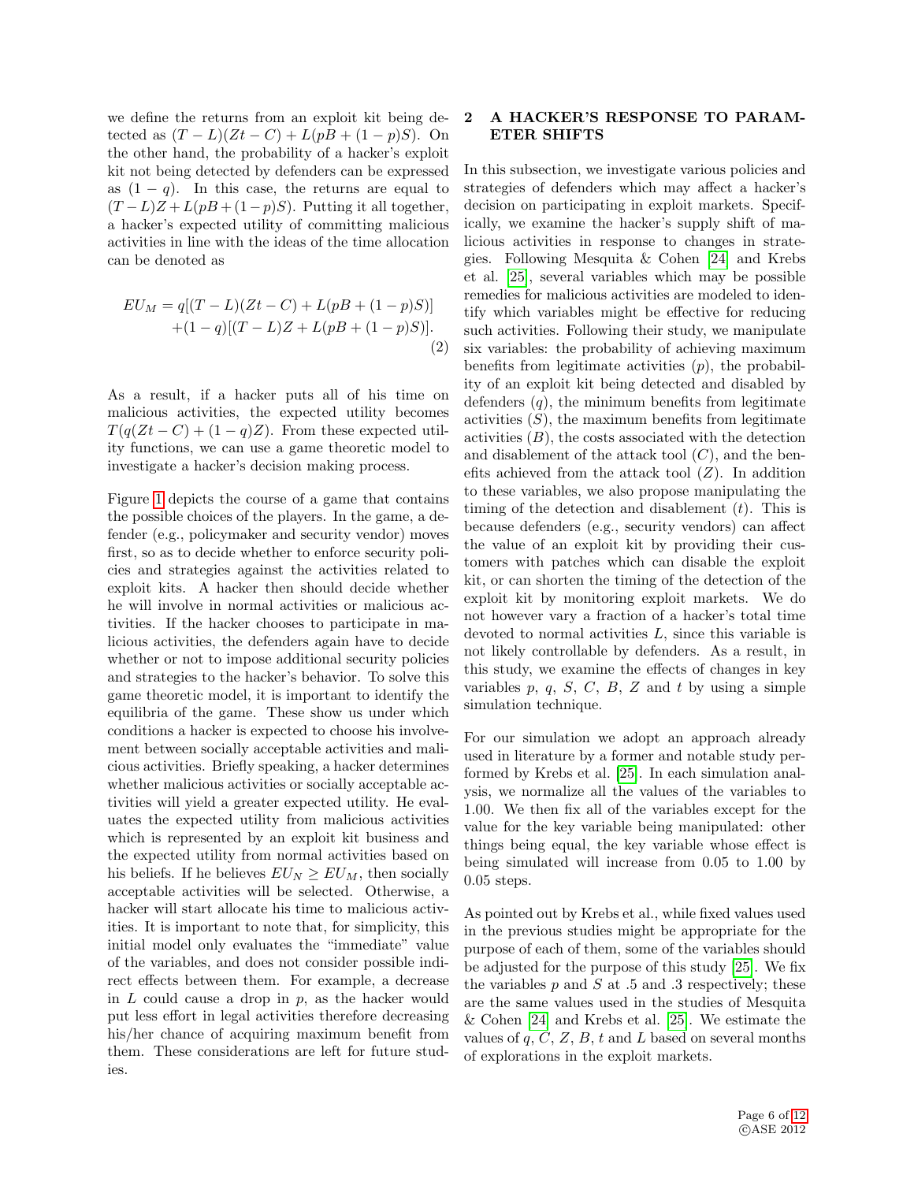we define the returns from an exploit kit being detected as $(T - L)(Zt - C) + L(pB + (1 - p)S)$. On the other hand, the probability of a hacker's exploit kit not being detected by defenders can be expressed as $(1 - q)$. In this case, the returns are equal to $(T - L)Z + L(pB + (1 - p)S)$. Putting it all together, a hacker's expected utility of committing malicious activities in line with the ideas of the time allocation can be denoted as

$$EU_M = q[(T - L)(Zt - C) + L(pB + (1 - p)S)] + (1 - q)[(T - L)Z + L(pB + (1 - p)S)]. \quad (2)$$

As a result, if a hacker puts all of his time on malicious activities, the expected utility becomes $T(q(Zt - C) + (1 - q)Z)$. From these expected utility functions, we can use a game theoretic model to investigate a hacker's decision making process.

Figure 1 depicts the course of a game that contains the possible choices of the players. In the game, a defender (e.g., policymaker and security vendor) moves first, so as to decide whether to enforce security policies and strategies against the activities related to exploit kits. A hacker then should decide whether he will involve in normal activities or malicious activities. If the hacker chooses to participate in malicious activities, the defenders again have to decide whether or not to impose additional security policies and strategies to the hacker's behavior. To solve this game theoretic model, it is important to identify the equilibria of the game. These show us under which conditions a hacker is expected to choose his involvement between socially acceptable activities and malicious activities. Briefly speaking, a hacker determines whether malicious activities or socially acceptable activities will yield a greater expected utility. He evaluates the expected utility from malicious activities which is represented by an exploit kit business and the expected utility from normal activities based on his beliefs. If he believes $EU_N \geq EU_M$, then socially acceptable activities will be selected. Otherwise, a hacker will start allocate his time to malicious activities. It is important to note that, for simplicity, this initial model only evaluates the "immediate" value of the variables, and does not consider possible indirect effects between them. For example, a decrease in $L$ could cause a drop in $p$, as the hacker would put less effort in legal activities therefore decreasing his/her chance of acquiring maximum benefit from them. These considerations are left for future studies.

## 2 A HACKER'S RESPONSE TO PARAMETER SHIFTS

In this subsection, we investigate various policies and strategies of defenders which may affect a hacker's decision on participating in exploit markets. Specifically, we examine the hacker's supply shift of malicious activities in response to changes in strategies. Following Mesquita & Cohen [24] and Krebs et al. [25], several variables which may be possible remedies for malicious activities are modeled to identify which variables might be effective for reducing such activities. Following their study, we manipulate six variables: the probability of achieving maximum benefits from legitimate activities ($p$), the probability of an exploit kit being detected and disabled by defenders ($q$), the minimum benefits from legitimate activities ($S$), the maximum benefits from legitimate activities ($B$), the costs associated with the detection and disablement of the attack tool ($C$), and the benefits achieved from the attack tool ($Z$). In addition to these variables, we also propose manipulating the timing of the detection and disablement ($t$). This is because defenders (e.g., security vendors) can affect the value of an exploit kit by providing their customers with patches which can disable the exploit kit, or can shorten the timing of the detection of the exploit kit by monitoring exploit markets. We do not however vary a fraction of a hacker's total time devoted to normal activities $L$, since this variable is not likely controllable by defenders. As a result, in this study, we examine the effects of changes in key variables $p$, $q$, $S$, $C$, $B$, $Z$ and $t$ by using a simple simulation technique.

For our simulation we adopt an approach already used in literature by a former and notable study performed by Krebs et al. [25]. In each simulation analysis, we normalize all the values of the variables to 1.00. We then fix all of the variables except for the value for the key variable being manipulated: other things being equal, the key variable whose effect is being simulated will increase from 0.05 to 1.00 by 0.05 steps.

As pointed out by Krebs et al., while fixed values used in the previous studies might be appropriate for the purpose of each of them, some of the variables should be adjusted for the purpose of this study [25]. We fix the variables $p$ and $S$ at .5 and .3 respectively; these are the same values used in the studies of Mesquita & Cohen [24] and Krebs et al. [25]. We estimate the values of $q$, $C$, $Z$, $B$, $t$ and $L$ based on several months of explorations in the exploit markets.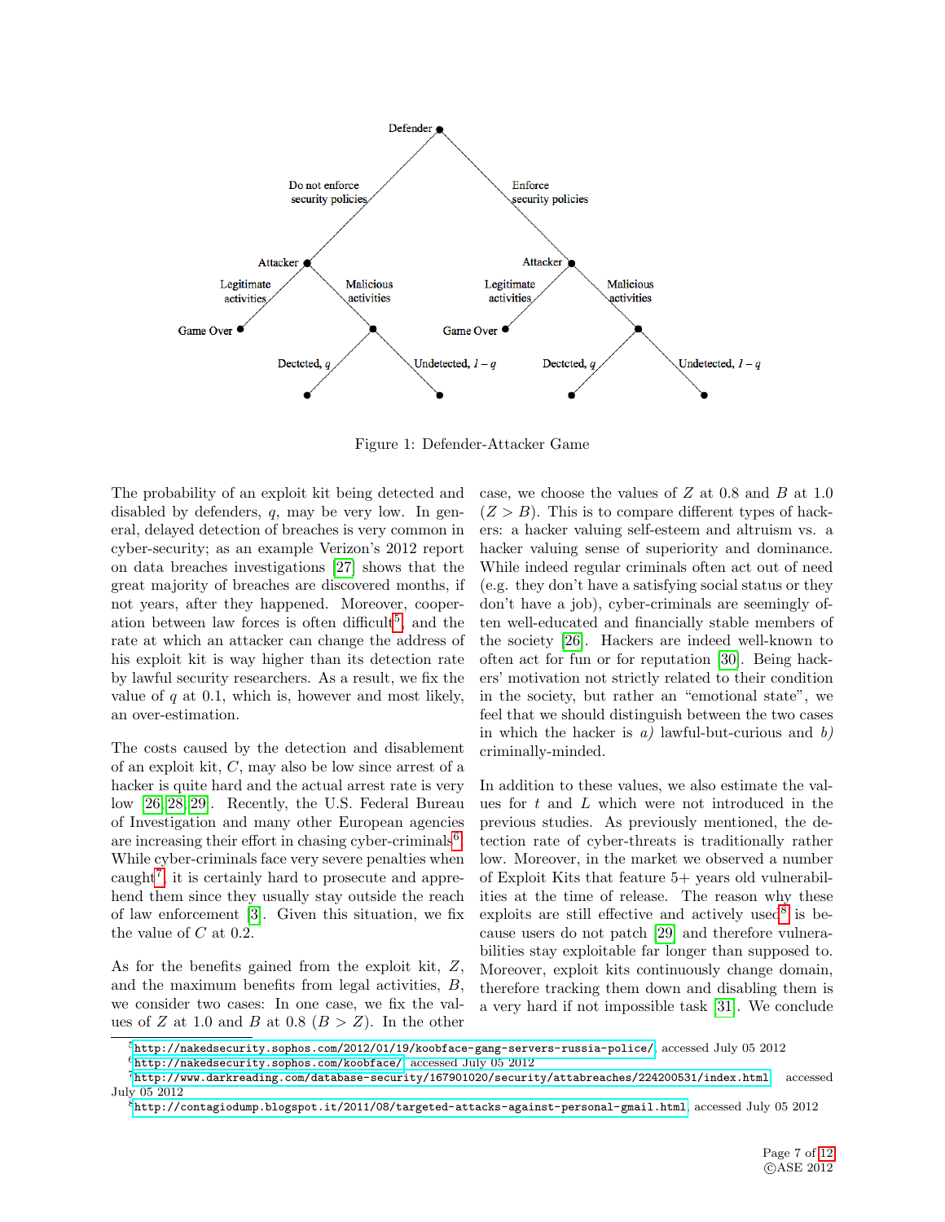Figure 1: Defender-Attacker Game

The probability of an exploit kit being detected and disabled by defenders, $q$, may be very low. In general, delayed detection of breaches is very common in cyber-security; as an example Verizon's 2012 report on data breaches investigations [27] shows that the great majority of breaches are discovered months, if not years, after they happened. Moreover, cooperation between law forces is often difficult[5], and the rate at which an attacker can change the address of his exploit kit is way higher than its detection rate by lawful security researchers. As a result, we fix the value of $q$ at 0.1, which is, however and most likely, an over-estimation.

The costs caused by the detection and disablement of an exploit kit, $C$, may also be low since arrest of a hacker is quite hard and the actual arrest rate is very low [26, 28, 29]. Recently, the U.S. Federal Bureau of Investigation and many other European agencies are increasing their effort in chasing cyber-criminals[6]. While cyber-criminals face very severe penalties when caught[7], it is certainly hard to prosecute and apprehend them since they usually stay outside the reach of law enforcement [3]. Given this situation, we fix the value of $C$ at 0.2.

As for the benefits gained from the exploit kit, $Z$, and the maximum benefits from legal activities, $B$, we consider two cases: In one case, we fix the values of $Z$ at 1.0 and $B$ at 0.8 ($B > Z$). In the other case, we choose the values of $Z$ at 0.8 and $B$ at 1.0 ($Z > B$). This is to compare different types of hackers: a hacker valuing self-esteem and altruism vs. a hacker valuing sense of superiority and dominance. While indeed regular criminals often act out of need (e.g. they don't have a satisfying social status or they don't have a job), cyber-criminals are seemingly often well-educated and financially stable members of the society [26]. Hackers are indeed well-known to often act for fun or for reputation [30]. Being hackers' motivation not strictly related to their condition in the society, but rather an "emotional state", we feel that we should distinguish between the two cases in which the hacker is *a)* lawful-but-curious and *b)* criminally-minded.

In addition to these values, we also estimate the values for $t$ and $L$ which were not introduced in the previous studies. As previously mentioned, the detection rate of cyber-threats is traditionally rather low. Moreover, in the market we observed a number of Exploit Kits that feature 5+ years old vulnerabilities at the time of release. The reason why these exploits are still effective and actively used[8] is because users do not patch [29] and therefore vulnerabilities stay exploitable far longer than supposed to. Moreover, exploit kits continuously change domain, therefore tracking them down and disabling them is a very hard if not impossible task [31]. We conclude

[5] http://nakedsecurity.sophos.com/2012/01/19/koobface-gang-servers-russia-police/, accessed July 05 2012

[6] http://nakedsecurity.sophos.com/koobface/, accessed July 05 2012

[7] http://www.darkreading.com/database-security/167901020/security/attabreaches/224200531/index.html, accessed July 05 2012

[8] http://contagiodump.blogspot.it/2011/08/targeted-attacks-against-personal-gmail.html, accessed July 05 2012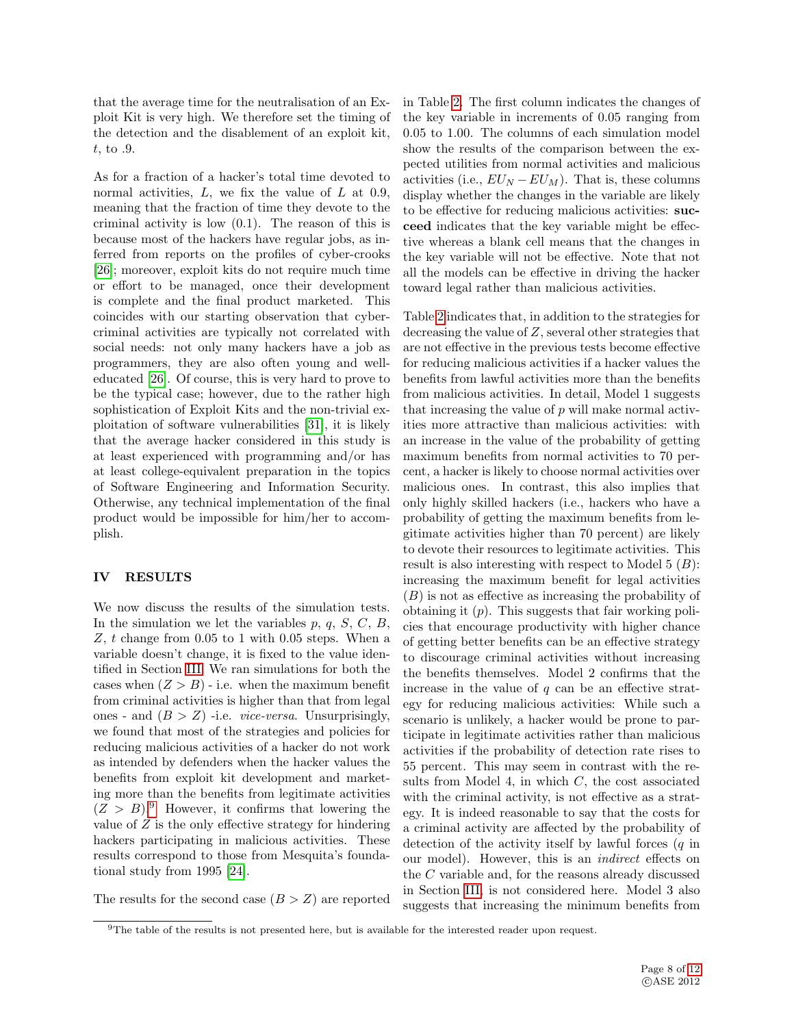that the average time for the neutralisation of an Exploit Kit is very high. We therefore set the timing of the detection and the disablement of an exploit kit, $t$, to .9.

As for a fraction of a hacker's total time devoted to normal activities, $L$, we fix the value of $L$ at 0.9, meaning that the fraction of time they devote to the criminal activity is low (0.1). The reason of this is because most of the hackers have regular jobs, as inferred from reports on the profiles of cyber-crooks [26]; moreover, exploit kits do not require much time or effort to be managed, once their development is complete and the final product marketed. This coincides with our starting observation that cybercriminal activities are typically not correlated with social needs: not only many hackers have a job as programmers, they are also often young and well-educated [26]. Of course, this is very hard to prove to be the typical case; however, due to the rather high sophistication of Exploit Kits and the non-trivial exploitation of software vulnerabilities [31], it is likely that the average hacker considered in this study is at least experienced with programming and/or has at least college-equivalent preparation in the topics of Software Engineering and Information Security. Otherwise, any technical implementation of the final product would be impossible for him/her to accomplish.

## IV RESULTS

We now discuss the results of the simulation tests. In the simulation we let the variables $p$, $q$, $S$, $C$, $B$, $Z$, $t$ change from 0.05 to 1 with 0.05 steps. When a variable doesn't change, it is fixed to the value identified in Section III. We ran simulations for both the cases when $(Z > B)$ - i.e. when the maximum benefit from criminal activities is higher than that from legal ones - and $(B > Z)$ -i.e. *vice-versa*. Unsurprisingly, we found that most of the strategies and policies for reducing malicious activities of a hacker do not work as intended by defenders when the hacker values the benefits from exploit kit development and marketing more than the benefits from legitimate activities $(Z > B)$.[9] However, it confirms that lowering the value of $Z$ is the only effective strategy for hindering hackers participating in malicious activities. These results correspond to those from Mesquita's foundational study from 1995 [24].

The results for the second case $(B > Z)$ are reported in Table 2. The first column indicates the changes of the key variable in increments of 0.05 ranging from 0.05 to 1.00. The columns of each simulation model show the results of the comparison between the expected utilities from normal activities and malicious activities (i.e., $EU_N - EU_M$). That is, these columns display whether the changes in the variable are likely to be effective for reducing malicious activities: **succeed** indicates that the key variable might be effective whereas a blank cell means that the changes in the key variable will not be effective. Note that not all the models can be effective in driving the hacker toward legal rather than malicious activities.

Table 2 indicates that, in addition to the strategies for decreasing the value of $Z$, several other strategies that are not effective in the previous tests become effective for reducing malicious activities if a hacker values the benefits from lawful activities more than the benefits from malicious activities. In detail, Model 1 suggests that increasing the value of $p$ will make normal activities more attractive than malicious activities: with an increase in the value of the probability of getting maximum benefits from normal activities to 70 percent, a hacker is likely to choose normal activities over malicious ones. In contrast, this also implies that only highly skilled hackers (i.e., hackers who have a probability of getting the maximum benefits from legitimate activities higher than 70 percent) are likely to devote their resources to legitimate activities. This result is also interesting with respect to Model 5 ($B$): increasing the maximum benefit for legal activities ($B$) is not as effective as increasing the probability of obtaining it ($p$). This suggests that fair working policies that encourage productivity with higher chance of getting better benefits can be an effective strategy to discourage criminal activities without increasing the benefits themselves. Model 2 confirms that the increase in the value of $q$ can be an effective strategy for reducing malicious activities: While such a scenario is unlikely, a hacker would be prone to participate in legitimate activities rather than malicious activities if the probability of detection rate rises to 55 percent. This may seem in contrast with the results from Model 4, in which $C$, the cost associated with the criminal activity, is not effective as a strategy. It is indeed reasonable to say that the costs for a criminal activity are affected by the probability of detection of the activity itself by lawful forces ($q$ in our model). However, this is an *indirect* effects on the $C$ variable and, for the reasons already discussed in Section III, is not considered here. Model 3 also suggests that increasing the minimum benefits from

[9] The table of the results is not presented here, but is available for the interested reader upon request.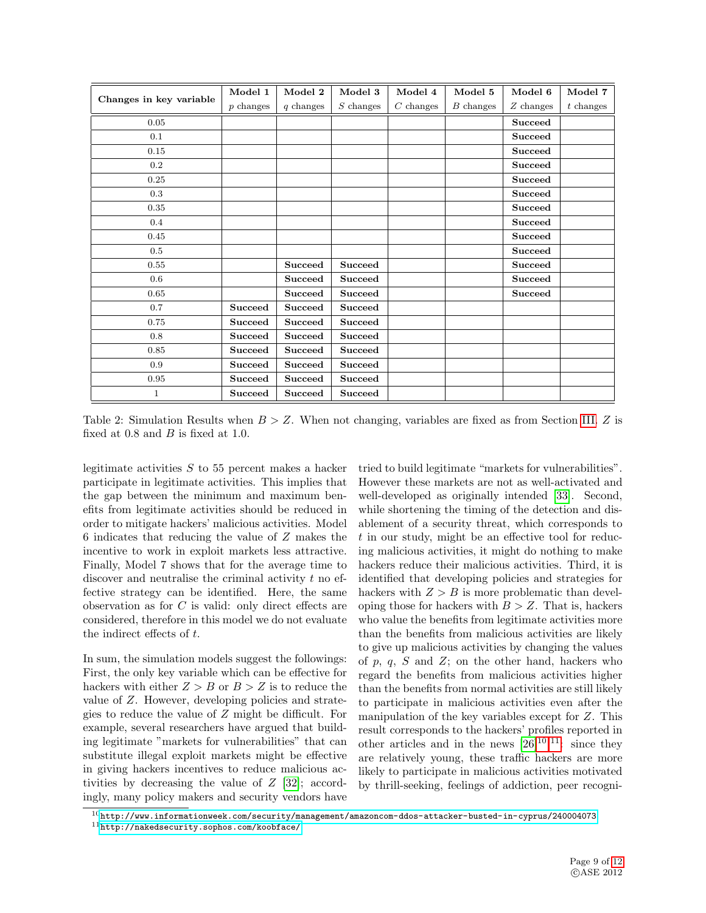| Changes in key variable | Model 1<br>$p$ changes | Model 2<br>$q$ changes | Model 3<br>$S$ changes | Model 4<br>$C$ changes | Model 5<br>$B$ changes | Model 6<br>$Z$ changes | Model 7<br>$t$ changes |
|---|---|---|---|---|---|---|---|
| 0.05 | | | | | | **Succeed** | |
| 0.1 | | | | | | **Succeed** | |
| 0.15 | | | | | | **Succeed** | |
| 0.2 | | | | | | **Succeed** | |
| 0.25 | | | | | | **Succeed** | |
| 0.3 | | | | | | **Succeed** | |
| 0.35 | | | | | | **Succeed** | |
| 0.4 | | | | | | **Succeed** | |
| 0.45 | | | | | | **Succeed** | |
| 0.5 | | | | | | **Succeed** | |
| 0.55 | | **Succeed** | **Succeed** | | | **Succeed** | |
| 0.6 | | **Succeed** | **Succeed** | | | **Succeed** | |
| 0.65 | | **Succeed** | **Succeed** | | | **Succeed** | |
| 0.7 | **Succeed** | **Succeed** | **Succeed** | | | | |
| 0.75 | **Succeed** | **Succeed** | **Succeed** | | | | |
| 0.8 | **Succeed** | **Succeed** | **Succeed** | | | | |
| 0.85 | **Succeed** | **Succeed** | **Succeed** | | | | |
| 0.9 | **Succeed** | **Succeed** | **Succeed** | | | | |
| 0.95 | **Succeed** | **Succeed** | **Succeed** | | | | |
| 1 | **Succeed** | **Succeed** | **Succeed** | | | | |

Table 2: Simulation Results when $B > Z$. When not changing, variables are fixed as from Section III. $Z$ is fixed at 0.8 and $B$ is fixed at 1.0.

legitimate activities $S$ to 55 percent makes a hacker participate in legitimate activities. This implies that the gap between the minimum and maximum benefits from legitimate activities should be reduced in order to mitigate hackers' malicious activities. Model 6 indicates that reducing the value of $Z$ makes the incentive to work in exploit markets less attractive. Finally, Model 7 shows that for the average time to discover and neutralise the criminal activity $t$ no effective strategy can be identified. Here, the same observation as for $C$ is valid: only direct effects are considered, therefore in this model we do not evaluate the indirect effects of $t$.

In sum, the simulation models suggest the followings: First, the only key variable which can be effective for hackers with either $Z > B$ or $B > Z$ is to reduce the value of $Z$. However, developing policies and strategies to reduce the value of $Z$ might be difficult. For example, several researchers have argued that building legitimate "markets for vulnerabilities" that can substitute illegal exploit markets might be effective in giving hackers incentives to reduce malicious activities by decreasing the value of $Z$ [32]; accordingly, many policy makers and security vendors have tried to build legitimate "markets for vulnerabilities". However these markets are not as well-activated and well-developed as originally intended [33]. Second, while shortening the timing of the detection and disablement of a security threat, which corresponds to $t$ in our study, might be an effective tool for reducing malicious activities, it might do nothing to make hackers reduce their malicious activities. Third, it is identified that developing policies and strategies for hackers with $Z > B$ is more problematic than developing those for hackers with $B > Z$. That is, hackers who value the benefits from legitimate activities more than the benefits from malicious activities are likely to give up malicious activities by changing the values of $p$, $q$, $S$ and $Z$; on the other hand, hackers who regard the benefits from malicious activities higher than the benefits from normal activities are still likely to participate in malicious activities even after the manipulation of the key variables except for $Z$. This result corresponds to the hackers' profiles reported in other articles and in the news [26][10][11]; since they are relatively young, these traffic hackers are more likely to participate in malicious activities motivated by thrill-seeking, feelings of addiction, peer recogni-

[10] http://www.informationweek.com/security/management/amazoncom-ddos-attacker-busted-in-cyprus/240004073

[11] http://nakedsecurity.sophos.com/koobface/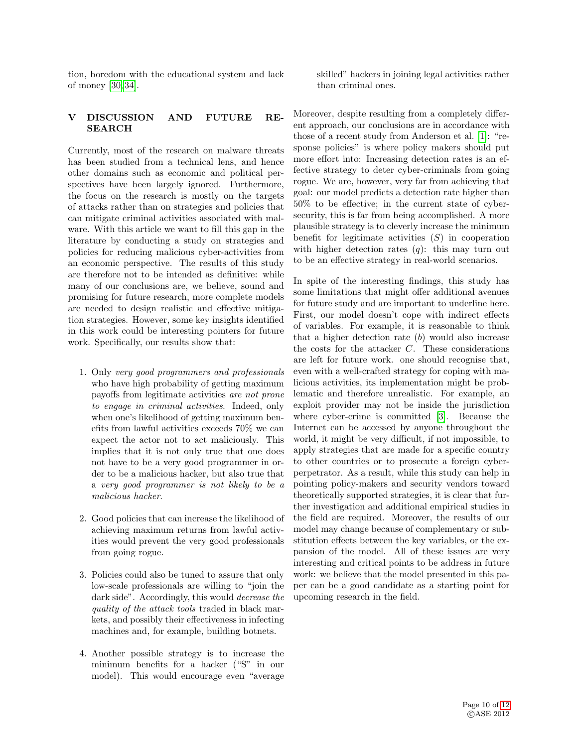tion, boredom with the educational system and lack of money [30,34].

## V DISCUSSION AND FUTURE RESEARCH

Currently, most of the research on malware threats has been studied from a technical lens, and hence other domains such as economic and political perspectives have been largely ignored. Furthermore, the focus on the research is mostly on the targets of attacks rather than on strategies and policies that can mitigate criminal activities associated with malware. With this article we want to fill this gap in the literature by conducting a study on strategies and policies for reducing malicious cyber-activities from an economic perspective. The results of this study are therefore not to be intended as definitive: while many of our conclusions are, we believe, sound and promising for future research, more complete models are needed to design realistic and effective mitigation strategies. However, some key insights identified in this work could be interesting pointers for future work. Specifically, our results show that:

1. Only *very good programmers and professionals* who have high probability of getting maximum payoffs from legitimate activities *are not prone to engage in criminal activities*. Indeed, only when one's likelihood of getting maximum benefits from lawful activities exceeds 70% we can expect the actor not to act maliciously. This implies that it is not only true that one does not have to be a very good programmer in order to be a malicious hacker, but also true that a *very good programmer is not likely to be a malicious hacker*.

2. Good policies that can increase the likelihood of achieving maximum returns from lawful activities would prevent the very good professionals from going rogue.

3. Policies could also be tuned to assure that only low-scale professionals are willing to "join the dark side". Accordingly, this would *decrease the quality of the attack tools* traded in black markets, and possibly their effectiveness in infecting machines and, for example, building botnets.

4. Another possible strategy is to increase the minimum benefits for a hacker ("S" in our model). This would encourage even "average skilled" hackers in joining legal activities rather than criminal ones.

Moreover, despite resulting from a completely different approach, our conclusions are in accordance with those of a recent study from Anderson et al. [1]: "response policies" is where policy makers should put more effort into: Increasing detection rates is an effective strategy to deter cyber-criminals from going rogue. We are, however, very far from achieving that goal: our model predicts a detection rate higher than 50% to be effective; in the current state of cybersecurity, this is far from being accomplished. A more plausible strategy is to cleverly increase the minimum benefit for legitimate activities ($S$) in cooperation with higher detection rates ($q$): this may turn out to be an effective strategy in real-world scenarios.

In spite of the interesting findings, this study has some limitations that might offer additional avenues for future study and are important to underline here. First, our model doesn't cope with indirect effects of variables. For example, it is reasonable to think that a higher detection rate ($b$) would also increase the costs for the attacker $C$. These considerations are left for future work. one should recognise that, even with a well-crafted strategy for coping with malicious activities, its implementation might be problematic and therefore unrealistic. For example, an exploit provider may not be inside the jurisdiction where cyber-crime is committed [3]. Because the Internet can be accessed by anyone throughout the world, it might be very difficult, if not impossible, to apply strategies that are made for a specific country to other countries or to prosecute a foreign cyber-perpetrator. As a result, while this study can help in pointing policy-makers and security vendors toward theoretically supported strategies, it is clear that further investigation and additional empirical studies in the field are required. Moreover, the results of our model may change because of complementary or substitution effects between the key variables, or the expansion of the model. All of these issues are very interesting and critical points to be address in future work: we believe that the model presented in this paper can be a good candidate as a starting point for upcoming research in the field.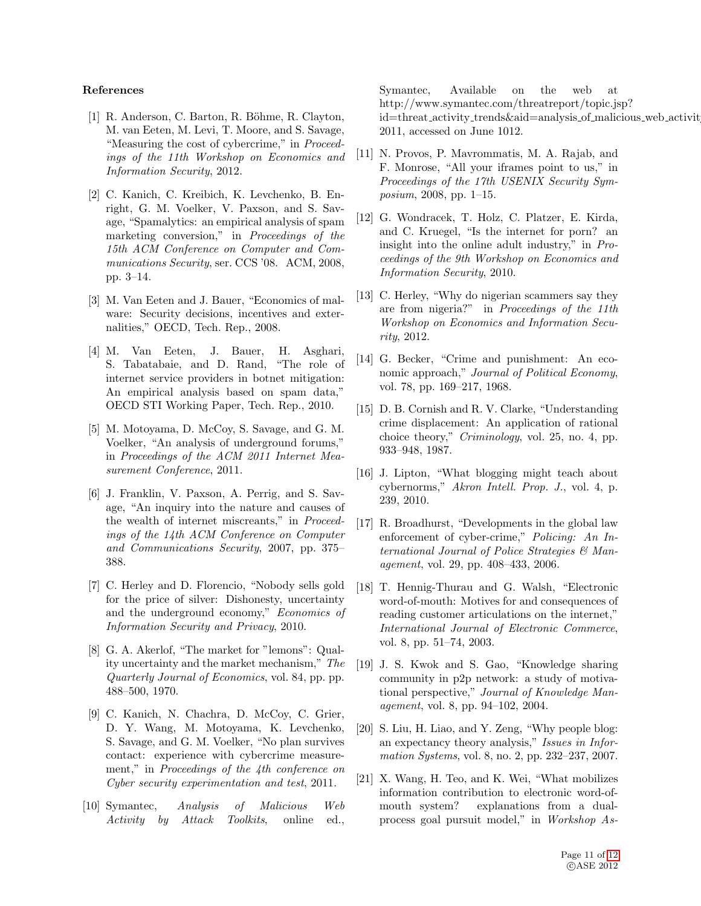**References**

[1] R. Anderson, C. Barton, R. Böhme, R. Clayton, M. van Eeten, M. Levi, T. Moore, and S. Savage, "Measuring the cost of cybercrime," in *Proceedings of the 11th Workshop on Economics and Information Security*, 2012.

[2] C. Kanich, C. Kreibich, K. Levchenko, B. Enright, G. M. Voelker, V. Paxson, and S. Savage, "Spamalytics: an empirical analysis of spam marketing conversion," in *Proceedings of the 15th ACM Conference on Computer and Communications Security*, ser. CCS '08. ACM, 2008, pp. 3–14.

[3] M. Van Eeten and J. Bauer, "Economics of malware: Security decisions, incentives and externalities," OECD, Tech. Rep., 2008.

[4] M. Van Eeten, J. Bauer, H. Asghari, S. Tabatabaie, and D. Rand, "The role of internet service providers in botnet mitigation: An empirical analysis based on spam data," OECD STI Working Paper, Tech. Rep., 2010.

[5] M. Motoyama, D. McCoy, S. Savage, and G. M. Voelker, "An analysis of underground forums," in *Proceedings of the ACM 2011 Internet Measurement Conference*, 2011.

[6] J. Franklin, V. Paxson, A. Perrig, and S. Savage, "An inquiry into the nature and causes of the wealth of internet miscreants," in *Proceedings of the 14th ACM Conference on Computer and Communications Security*, 2007, pp. 375–388.

[7] C. Herley and D. Florencio, "Nobody sells gold for the price of silver: Dishonesty, uncertainty and the underground economy," *Economics of Information Security and Privacy*, 2010.

[8] G. A. Akerlof, "The market for "lemons": Quality uncertainty and the market mechanism," *The Quarterly Journal of Economics*, vol. 84, pp. pp. 488–500, 1970.

[9] C. Kanich, N. Chachra, D. McCoy, C. Grier, D. Y. Wang, M. Motoyama, K. Levchenko, S. Savage, and G. M. Voelker, "No plan survives contact: experience with cybercrime measurement," in *Proceedings of the 4th conference on Cyber security experimentation and test*, 2011.

[10] Symantec, *Analysis of Malicious Web Activity by Attack Toolkits*, online ed., Symantec, Available on the web at http://www.symantec.com/threatreport/topic.jsp?id=threat_activity_trends&aid=analysis_of_malicious_web_activit 2011, accessed on June 1012.

[11] N. Provos, P. Mavrommatis, M. A. Rajab, and F. Monrose, "All your iframes point to us," in *Proceedings of the 17th USENIX Security Symposium*, 2008, pp. 1–15.

[12] G. Wondracek, T. Holz, C. Platzer, E. Kirda, and C. Kruegel, "Is the internet for porn? an insight into the online adult industry," in *Proceedings of the 9th Workshop on Economics and Information Security*, 2010.

[13] C. Herley, "Why do nigerian scammers say they are from nigeria?" in *Proceedings of the 11th Workshop on Economics and Information Security*, 2012.

[14] G. Becker, "Crime and punishment: An economic approach," *Journal of Political Economy*, vol. 78, pp. 169–217, 1968.

[15] D. B. Cornish and R. V. Clarke, "Understanding crime displacement: An application of rational choice theory," *Criminology*, vol. 25, no. 4, pp. 933–948, 1987.

[16] J. Lipton, "What blogging might teach about cybernorms," *Akron Intell. Prop. J.*, vol. 4, p. 239, 2010.

[17] R. Broadhurst, "Developments in the global law enforcement of cyber-crime," *Policing: An International Journal of Police Strategies & Management*, vol. 29, pp. 408–433, 2006.

[18] T. Hennig-Thurau and G. Walsh, "Electronic word-of-mouth: Motives for and consequences of reading customer articulations on the internet," *International Journal of Electronic Commerce*, vol. 8, pp. 51–74, 2003.

[19] J. S. Kwok and S. Gao, "Knowledge sharing community in p2p network: a study of motivational perspective," *Journal of Knowledge Management*, vol. 8, pp. 94–102, 2004.

[20] S. Liu, H. Liao, and Y. Zeng, "Why people blog: an expectancy theory analysis," *Issues in Information Systems*, vol. 8, no. 2, pp. 232–237, 2007.

[21] X. Wang, H. Teo, and K. Wei, "What mobilizes information contribution to electronic word-of-mouth system? explanations from a dual-process goal pursuit model," in *Workshop As-*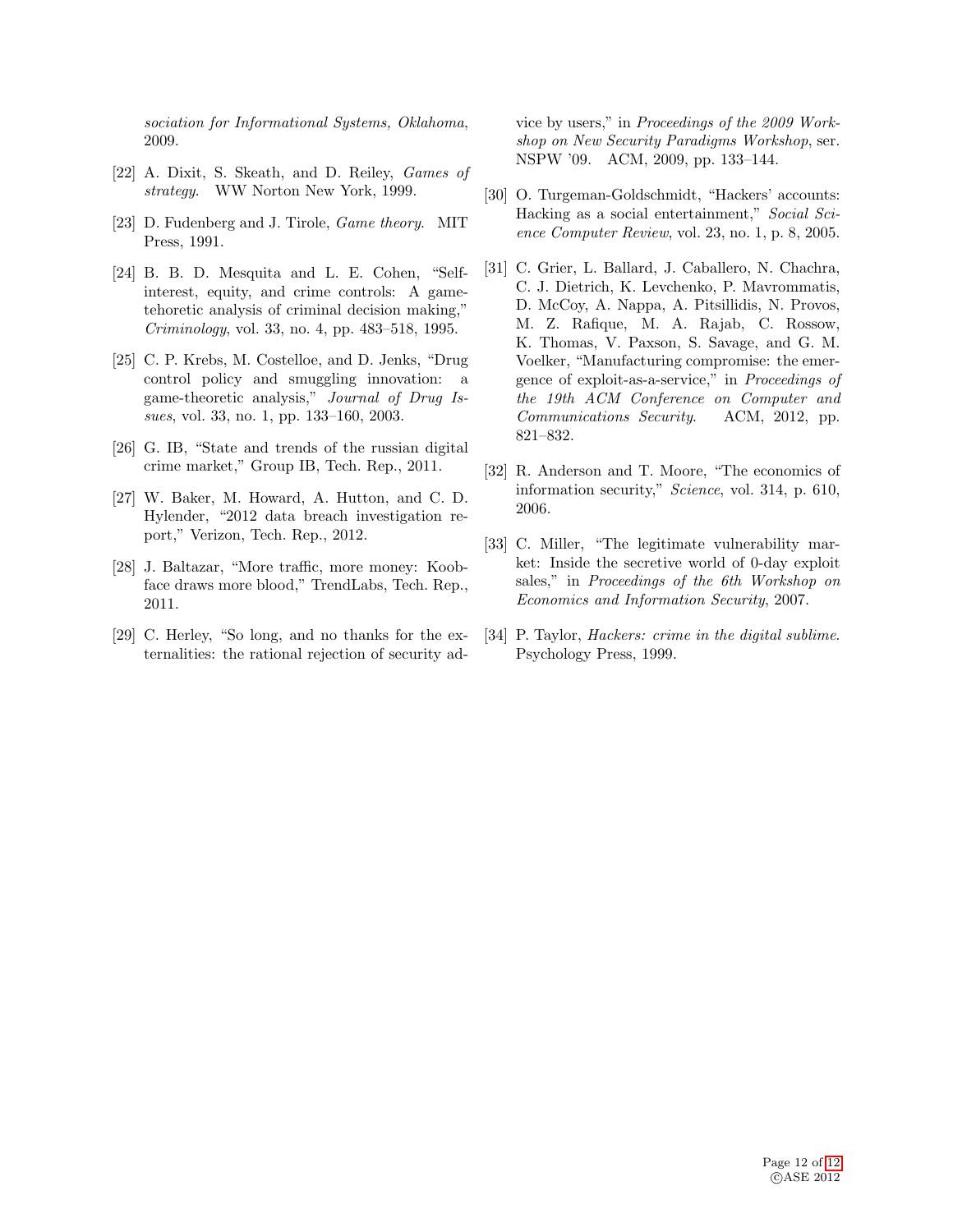*sociation for Informational Systems, Oklahoma*, 2009.

[22] A. Dixit, S. Skeath, and D. Reiley, *Games of strategy*. WW Norton New York, 1999.

[23] D. Fudenberg and J. Tirole, *Game theory*. MIT Press, 1991.

[24] B. B. D. Mesquita and L. E. Cohen, "Self-interest, equity, and crime controls: A game-tehoretic analysis of criminal decision making," *Criminology*, vol. 33, no. 4, pp. 483–518, 1995.

[25] C. P. Krebs, M. Costelloe, and D. Jenks, "Drug control policy and smuggling innovation: a game-theoretic analysis," *Journal of Drug Issues*, vol. 33, no. 1, pp. 133–160, 2003.

[26] G. IB, "State and trends of the russian digital crime market," Group IB, Tech. Rep., 2011.

[27] W. Baker, M. Howard, A. Hutton, and C. D. Hylender, "2012 data breach investigation report," Verizon, Tech. Rep., 2012.

[28] J. Baltazar, "More traffic, more money: Koobface draws more blood," TrendLabs, Tech. Rep., 2011.

[29] C. Herley, "So long, and no thanks for the externalities: the rational rejection of security advice by users," in *Proceedings of the 2009 Workshop on New Security Paradigms Workshop*, ser. NSPW '09. ACM, 2009, pp. 133–144.

[30] O. Turgeman-Goldschmidt, "Hackers' accounts: Hacking as a social entertainment," *Social Science Computer Review*, vol. 23, no. 1, p. 8, 2005.

[31] C. Grier, L. Ballard, J. Caballero, N. Chachra, C. J. Dietrich, K. Levchenko, P. Mavrommatis, D. McCoy, A. Nappa, A. Pitsillidis, N. Provos, M. Z. Rafique, M. A. Rajab, C. Rossow, K. Thomas, V. Paxson, S. Savage, and G. M. Voelker, "Manufacturing compromise: the emergence of exploit-as-a-service," in *Proceedings of the 19th ACM Conference on Computer and Communications Security*. ACM, 2012, pp. 821–832.

[32] R. Anderson and T. Moore, "The economics of information security," *Science*, vol. 314, p. 610, 2006.

[33] C. Miller, "The legitimate vulnerability market: Inside the secretive world of 0-day exploit sales," in *Proceedings of the 6th Workshop on Economics and Information Security*, 2007.

[34] P. Taylor, *Hackers: crime in the digital sublime*. Psychology Press, 1999.